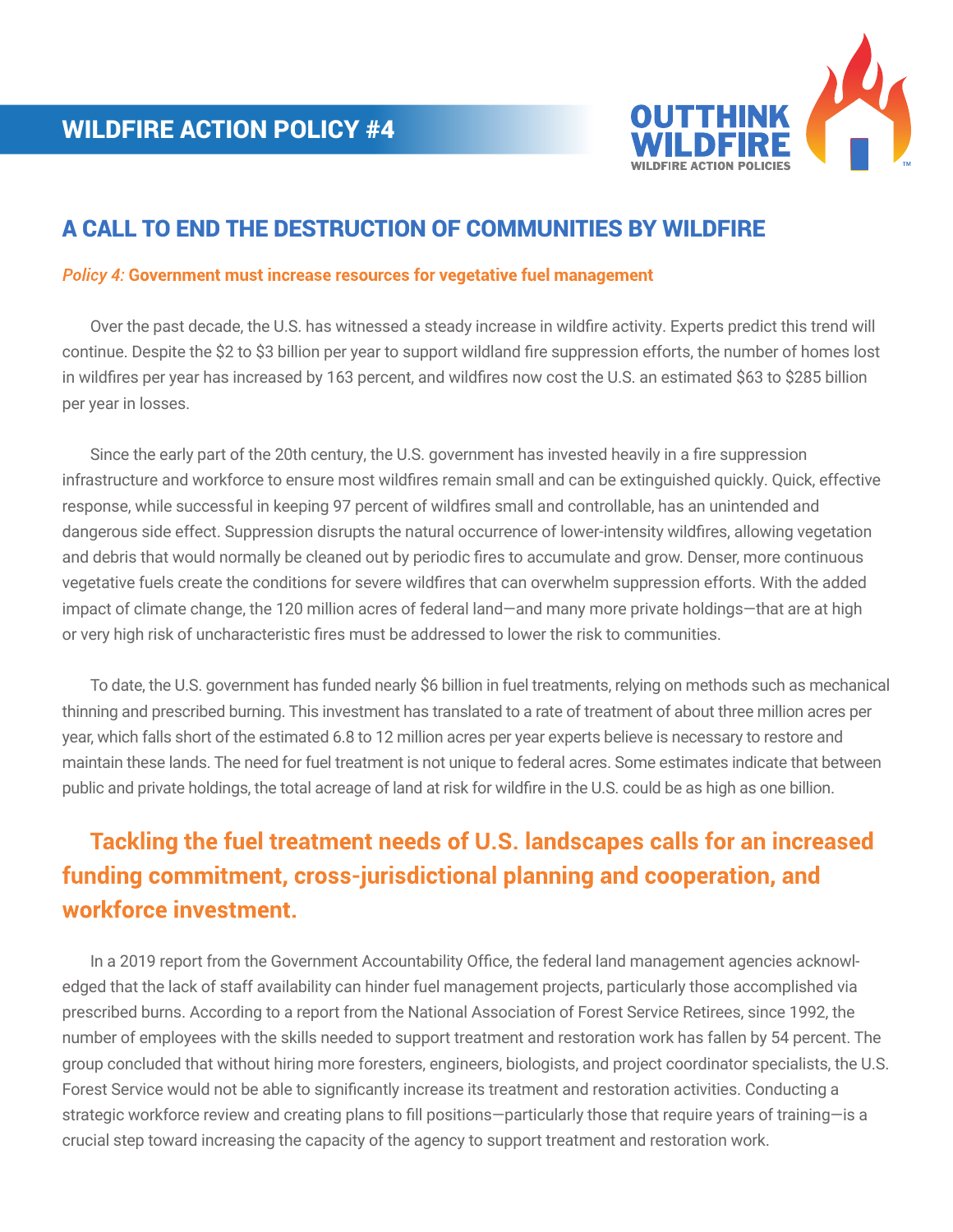# WILDFIRE ACTION POLICY #4

OUTTHINK WILDFIRE
WILDFIRE ACTION POLICIES

## A CALL TO END THE DESTRUCTION OF COMMUNITIES BY WILDFIRE

***Policy 4:*** **Government must increase resources for vegetative fuel management**

Over the past decade, the U.S. has witnessed a steady increase in wildfire activity. Experts predict this trend will continue. Despite the $2 to $3 billion per year to support wildland fire suppression efforts, the number of homes lost in wildfires per year has increased by 163 percent, and wildfires now cost the U.S. an estimated $63 to $285 billion per year in losses.

Since the early part of the 20th century, the U.S. government has invested heavily in a fire suppression infrastructure and workforce to ensure most wildfires remain small and can be extinguished quickly. Quick, effective response, while successful in keeping 97 percent of wildfires small and controllable, has an unintended and dangerous side effect. Suppression disrupts the natural occurrence of lower-intensity wildfires, allowing vegetation and debris that would normally be cleaned out by periodic fires to accumulate and grow. Denser, more continuous vegetative fuels create the conditions for severe wildfires that can overwhelm suppression efforts. With the added impact of climate change, the 120 million acres of federal land—and many more private holdings—that are at high or very high risk of uncharacteristic fires must be addressed to lower the risk to communities.

To date, the U.S. government has funded nearly $6 billion in fuel treatments, relying on methods such as mechanical thinning and prescribed burning. This investment has translated to a rate of treatment of about three million acres per year, which falls short of the estimated 6.8 to 12 million acres per year experts believe is necessary to restore and maintain these lands. The need for fuel treatment is not unique to federal acres. Some estimates indicate that between public and private holdings, the total acreage of land at risk for wildfire in the U.S. could be as high as one billion.

**Tackling the fuel treatment needs of U.S. landscapes calls for an increased funding commitment, cross-jurisdictional planning and cooperation, and workforce investment.**

In a 2019 report from the Government Accountability Office, the federal land management agencies acknowledged that the lack of staff availability can hinder fuel management projects, particularly those accomplished via prescribed burns. According to a report from the National Association of Forest Service Retirees, since 1992, the number of employees with the skills needed to support treatment and restoration work has fallen by 54 percent. The group concluded that without hiring more foresters, engineers, biologists, and project coordinator specialists, the U.S. Forest Service would not be able to significantly increase its treatment and restoration activities. Conducting a strategic workforce review and creating plans to fill positions—particularly those that require years of training—is a crucial step toward increasing the capacity of the agency to support treatment and restoration work.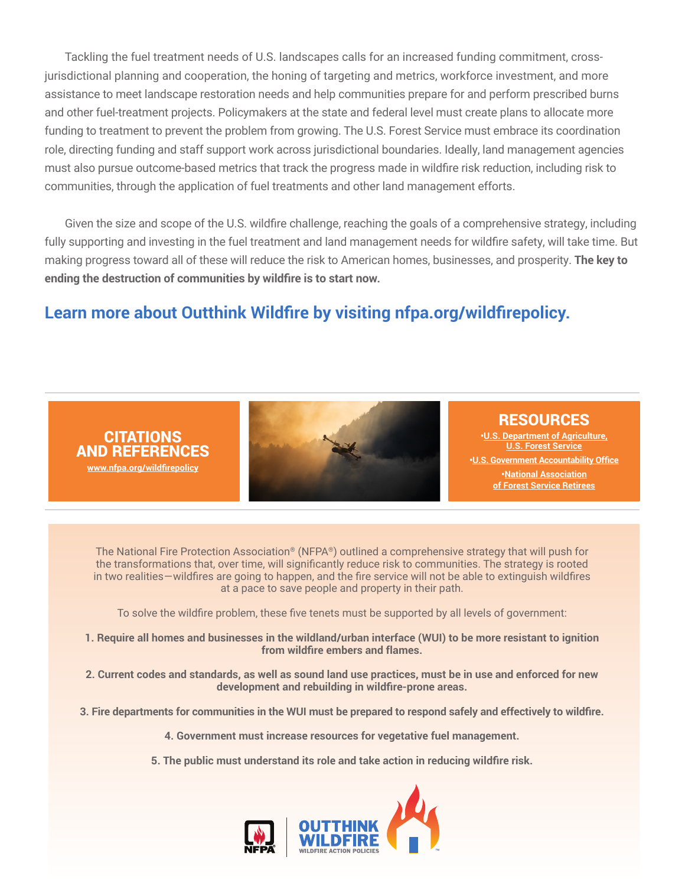Tackling the fuel treatment needs of U.S. landscapes calls for an increased funding commitment, cross-jurisdictional planning and cooperation, the honing of targeting and metrics, workforce investment, and more assistance to meet landscape restoration needs and help communities prepare for and perform prescribed burns and other fuel-treatment projects. Policymakers at the state and federal level must create plans to allocate more funding to treatment to prevent the problem from growing. The U.S. Forest Service must embrace its coordination role, directing funding and staff support work across jurisdictional boundaries. Ideally, land management agencies must also pursue outcome-based metrics that track the progress made in wildfire risk reduction, including risk to communities, through the application of fuel treatments and other land management efforts.

Given the size and scope of the U.S. wildfire challenge, reaching the goals of a comprehensive strategy, including fully supporting and investing in the fuel treatment and land management needs for wildfire safety, will take time. But making progress toward all of these will reduce the risk to American homes, businesses, and prosperity. **The key to ending the destruction of communities by wildfire is to start now.**

## Learn more about Outthink Wildfire by visiting nfpa.org/wildfirepolicy.

### CITATIONS AND REFERENCES

www.nfpa.org/wildfirepolicy

### RESOURCES

- U.S. Department of Agriculture, U.S. Forest Service
- U.S. Government Accountability Office
- National Association of Forest Service Retirees

The National Fire Protection Association® (NFPA®) outlined a comprehensive strategy that will push for the transformations that, over time, will significantly reduce risk to communities. The strategy is rooted in two realities—wildfires are going to happen, and the fire service will not be able to extinguish wildfires at a pace to save people and property in their path.

To solve the wildfire problem, these five tenets must be supported by all levels of government:

1. **Require all homes and businesses in the wildland/urban interface (WUI) to be more resistant to ignition from wildfire embers and flames.**
2. **Current codes and standards, as well as sound land use practices, must be in use and enforced for new development and rebuilding in wildfire-prone areas.**
3. **Fire departments for communities in the WUI must be prepared to respond safely and effectively to wildfire.**
4. **Government must increase resources for vegetative fuel management.**
5. **The public must understand its role and take action in reducing wildfire risk.**

NFPA | OUTTHINK WILDFIRE — WILDFIRE ACTION POLICIES